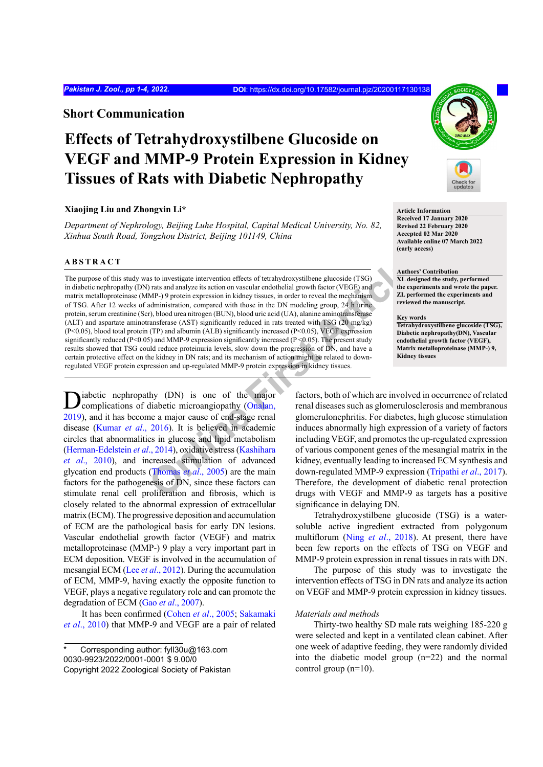## Short Communication

# Effects of Tetrahydroxystilbene Glucoside on VEGF and MMP-9 Protein Expression in Kidney Tissues of Rats with Diabetic Nephropathy

**Xiaojing Liu and Zhongxin Li***

*Department of Nephrology, Beijing Luhe Hospital, Capital Medical University, No. 82, Xinhua South Road, Tongzhou District, Beijing 101149, China*

**Article Information**
**Received 17 January 2020**
**Revised 22 February 2020**
**Accepted 02 Mar 2020**
**Available online 07 March 2022 (early access)**

**Authors' Contribution**
**XL designed the study, performed the experiments and wrote the paper. ZL performed the experiments and reviewed the manuscript.**

**Key words**
**Tetrahydroxystilbene glucoside (TSG), Diabetic nephropathy(DN), Vascular endothelial growth factor (VEGF), Matrix metalloproteinase (MMP-) 9, Kidney tissues**

### ABSTRACT

The purpose of this study was to investigate intervention effects of tetrahydroxystilbene glucoside (TSG) in diabetic nephropathy (DN) rats and analyze its action on vascular endothelial growth factor (VEGF) and matrix metalloproteinase (MMP-) 9 protein expression in kidney tissues, in order to reveal the mechanism of TSG. After 12 weeks of administration, compared with those in the DN modeling group, 24 h urine protein, serum creatinine (Scr), blood urea nitrogen (BUN), blood uric acid (UA), alanine aminotransferase (ALT) and aspartate aminotransferase (AST) significantly reduced in rats treated with TSG (20 mg/kg) ($P<0.05$), blood total protein (TP) and albumin (ALB) significantly increased ($P<0.05$), VEGF expression significantly reduced ($P<0.05$) and MMP-9 expression significantly increased ($P<0.05$). The present study results showed that TSG could reduce proteinuria levels, slow down the progression of DN, and have a certain protective effect on the kidney in DN rats; and its mechanism of action might be related to down-regulated VEGF protein expression and up-regulated MMP-9 protein expression in kidney tissues.

Diabetic nephropathy (DN) is one of the major complications of diabetic microangiopathy (Onalan, 2019), and it has become a major cause of end-stage renal disease (Kumar *et al*., 2016). It is believed in academic circles that abnormalities in glucose and lipid metabolism (Herman-Edelstein *et al*., 2014), oxidative stress (Kashihara *et al*., 2010), and increased stimulation of advanced glycation end products (Thomas *et al*., 2005) are the main factors for the pathogenesis of DN, since these factors can stimulate renal cell proliferation and fibrosis, which is closely related to the abnormal expression of extracellular matrix (ECM). The progressive deposition and accumulation of ECM are the pathological basis for early DN lesions. Vascular endothelial growth factor (VEGF) and matrix metalloproteinase (MMP-) 9 play a very important part in ECM deposition. VEGF is involved in the accumulation of mesangial ECM (Lee *et al*., 2012). During the accumulation of ECM, MMP-9, having exactly the opposite function to VEGF, plays a negative regulatory role and can promote the degradation of ECM (Gao *et al*., 2007).

It has been confirmed (Cohen *et al*., 2005; Sakamaki *et al*., 2010) that MMP-9 and VEGF are a pair of related factors, both of which are involved in occurrence of related renal diseases such as glomerulosclerosis and membranous glomerulonephritis. For diabetes, high glucose stimulation induces abnormally high expression of a variety of factors including VEGF, and promotes the up-regulated expression of various component genes of the mesangial matrix in the kidney, eventually leading to increased ECM synthesis and down-regulated MMP-9 expression (Tripathi *et al*., 2017). Therefore, the development of diabetic renal protection drugs with VEGF and MMP-9 as targets has a positive significance in delaying DN.

Tetrahydroxystilbene glucoside (TSG) is a water-soluble active ingredient extracted from polygonum multiflorum (Ning *et al*., 2018). At present, there have been few reports on the effects of TSG on VEGF and MMP-9 protein expression in renal tissues in rats with DN.

The purpose of this study was to investigate the intervention effects of TSG in DN rats and analyze its action on VEGF and MMP-9 protein expression in kidney tissues.

*Materials and methods*

Thirty-two healthy SD male rats weighing 185-220 g were selected and kept in a ventilated clean cabinet. After one week of adaptive feeding, they were randomly divided into the diabetic model group (n=22) and the normal control group (n=10).

\* Corresponding author: fyll30u@163.com
0030-9923/2022/0001-0001 $ 9.00/0
Copyright 2022 Zoological Society of Pakistan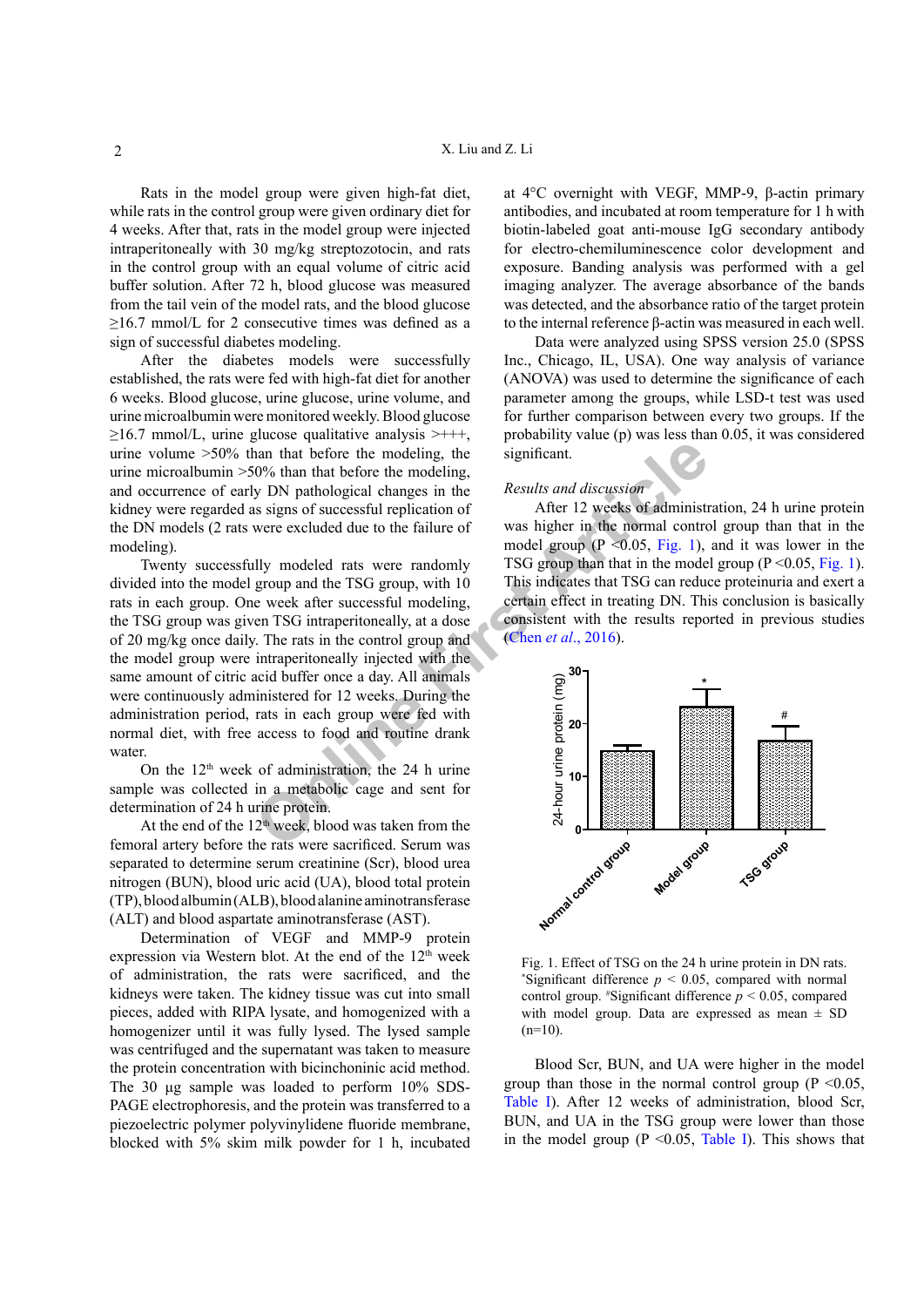Rats in the model group were given high-fat diet, while rats in the control group were given ordinary diet for 4 weeks. After that, rats in the model group were injected intraperitoneally with 30 mg/kg streptozotocin, and rats in the control group with an equal volume of citric acid buffer solution. After 72 h, blood glucose was measured from the tail vein of the model rats, and the blood glucose ≥16.7 mmol/L for 2 consecutive times was defined as a sign of successful diabetes modeling.

After the diabetes models were successfully established, the rats were fed with high-fat diet for another 6 weeks. Blood glucose, urine glucose, urine volume, and urine microalbumin were monitored weekly. Blood glucose ≥16.7 mmol/L, urine glucose qualitative analysis >+++, urine volume >50% than that before the modeling, the urine microalbumin >50% than that before the modeling, and occurrence of early DN pathological changes in the kidney were regarded as signs of successful replication of the DN models (2 rats were excluded due to the failure of modeling).

Twenty successfully modeled rats were randomly divided into the model group and the TSG group, with 10 rats in each group. One week after successful modeling, the TSG group was given TSG intraperitoneally, at a dose of 20 mg/kg once daily. The rats in the control group and the model group were intraperitoneally injected with the same amount of citric acid buffer once a day. All animals were continuously administered for 12 weeks. During the administration period, rats in each group were fed with normal diet, with free access to food and routine drank water.

On the 12th week of administration, the 24 h urine sample was collected in a metabolic cage and sent for determination of 24 h urine protein.

At the end of the 12th week, blood was taken from the femoral artery before the rats were sacrificed. Serum was separated to determine serum creatinine (Scr), blood urea nitrogen (BUN), blood uric acid (UA), blood total protein (TP), blood albumin (ALB), blood alanine aminotransferase (ALT) and blood aspartate aminotransferase (AST).

Determination of VEGF and MMP-9 protein expression via Western blot. At the end of the 12th week of administration, the rats were sacrificed, and the kidneys were taken. The kidney tissue was cut into small pieces, added with RIPA lysate, and homogenized with a homogenizer until it was fully lysed. The lysed sample was centrifuged and the supernatant was taken to measure the protein concentration with bicinchoninic acid method. The 30 μg sample was loaded to perform 10% SDS-PAGE electrophoresis, and the protein was transferred to a piezoelectric polymer polyvinylidene fluoride membrane, blocked with 5% skim milk powder for 1 h, incubated at 4°C overnight with VEGF, MMP-9, β-actin primary antibodies, and incubated at room temperature for 1 h with biotin-labeled goat anti-mouse IgG secondary antibody for electro-chemiluminescence color development and exposure. Banding analysis was performed with a gel imaging analyzer. The average absorbance of the bands was detected, and the absorbance ratio of the target protein to the internal reference β-actin was measured in each well.

Data were analyzed using SPSS version 25.0 (SPSS Inc., Chicago, IL, USA). One way analysis of variance (ANOVA) was used to determine the significance of each parameter among the groups, while LSD-t test was used for further comparison between every two groups. If the probability value (p) was less than 0.05, it was considered significant.

*Results and discussion*

After 12 weeks of administration, 24 h urine protein was higher in the normal control group than that in the model group ($P$ <0.05, Fig. 1), and it was lower in the TSG group than that in the model group ($P$ <0.05, Fig. 1). This indicates that TSG can reduce proteinuria and exert a certain effect in treating DN. This conclusion is basically consistent with the results reported in previous studies (Chen *et al*., 2016).

Fig. 1. Effect of TSG on the 24 h urine protein in DN rats. *Significant difference $p$ < 0.05, compared with normal control group. #Significant difference $p$ < 0.05, compared with model group. Data are expressed as mean ± SD (n=10).

Blood Scr, BUN, and UA were higher in the model group than those in the normal control group ($P$ <0.05, Table I). After 12 weeks of administration, blood Scr, BUN, and UA in the TSG group were lower than those in the model group ($P$ <0.05, Table I). This shows that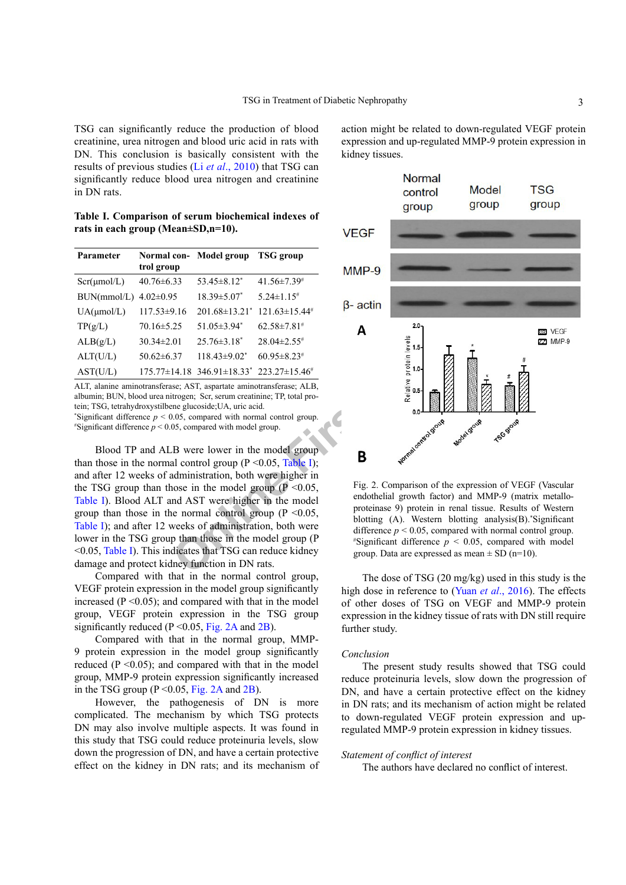TSG can significantly reduce the production of blood creatinine, urea nitrogen and blood uric acid in rats with DN. This conclusion is basically consistent with the results of previous studies (Li *et al*., 2010) that TSG can significantly reduce blood urea nitrogen and creatinine in DN rats.

**Table I. Comparison of serum biochemical indexes of rats in each group (Mean±SD,n=10).**

| Parameter | Normal control group | Model group | TSG group |
|---|---|---|---|
| Scr(μmol/L) | 40.76±6.33 | 53.45±8.12* | 41.56±7.39# |
| BUN(mmol/L) | 4.02±0.95 | 18.39±5.07* | 5.24±1.15# |
| UA(μmol/L) | 117.53±9.16 | 201.68±13.21* | 121.63±15.44# |
| TP(g/L) | 70.16±5.25 | 51.05±3.94* | 62.58±7.81# |
| ALB(g/L) | 30.34±2.01 | 25.76±3.18* | 28.04±2.55# |
| ALT(U/L) | 50.62±6.37 | 118.43±9.02* | 60.95±8.23# |
| AST(U/L) | 175.77±14.18 | 346.91±18.33* | 223.27±15.46# |

ALT, alanine aminotransferase; AST, aspartate aminotransferase; ALB, albumin; BUN, blood urea nitrogen; Scr, serum creatinine; TP, total protein; TSG, tetrahydroxystilbene glucoside;UA, uric acid.
*Significant difference $p < 0.05$, compared with normal control group.
#Significant difference $p < 0.05$, compared with model group.

Blood TP and ALB were lower in the model group than those in the normal control group (P <0.05, Table I); and after 12 weeks of administration, both were higher in the TSG group than those in the model group (P <0.05, Table I). Blood ALT and AST were higher in the model group than those in the normal control group (P <0.05, Table I); and after 12 weeks of administration, both were lower in the TSG group than those in the model group (P <0.05, Table I). This indicates that TSG can reduce kidney damage and protect kidney function in DN rats.

Compared with that in the normal control group, VEGF protein expression in the model group significantly increased (P <0.05); and compared with that in the model group, VEGF protein expression in the TSG group significantly reduced (P <0.05, Fig. 2A and 2B).

Compared with that in the normal group, MMP-9 protein expression in the model group significantly reduced (P <0.05); and compared with that in the model group, MMP-9 protein expression significantly increased in the TSG group (P <0.05, Fig. 2A and 2B).

However, the pathogenesis of DN is more complicated. The mechanism by which TSG protects DN may also involve multiple aspects. It was found in this study that TSG could reduce proteinuria levels, slow down the progression of DN, and have a certain protective effect on the kidney in DN rats; and its mechanism of action might be related to down-regulated VEGF protein expression and up-regulated MMP-9 protein expression in kidney tissues.

Fig. 2. Comparison of the expression of VEGF (Vascular endothelial growth factor) and MMP-9 (matrix metalloproteinase 9) protein in renal tissue. Results of Western blotting (A). Western blotting analysis(B).*Significant difference $p < 0.05$, compared with normal control group. #Significant difference $p < 0.05$, compared with model group. Data are expressed as mean ± SD (n=10).

The dose of TSG (20 mg/kg) used in this study is the high dose in reference to (Yuan *et al*., 2016). The effects of other doses of TSG on VEGF and MMP-9 protein expression in the kidney tissue of rats with DN still require further study.

*Conclusion*

The present study results showed that TSG could reduce proteinuria levels, slow down the progression of DN, and have a certain protective effect on the kidney in DN rats; and its mechanism of action might be related to down-regulated VEGF protein expression and up-regulated MMP-9 protein expression in kidney tissues.

*Statement of conflict of interest*

The authors have declared no conflict of interest.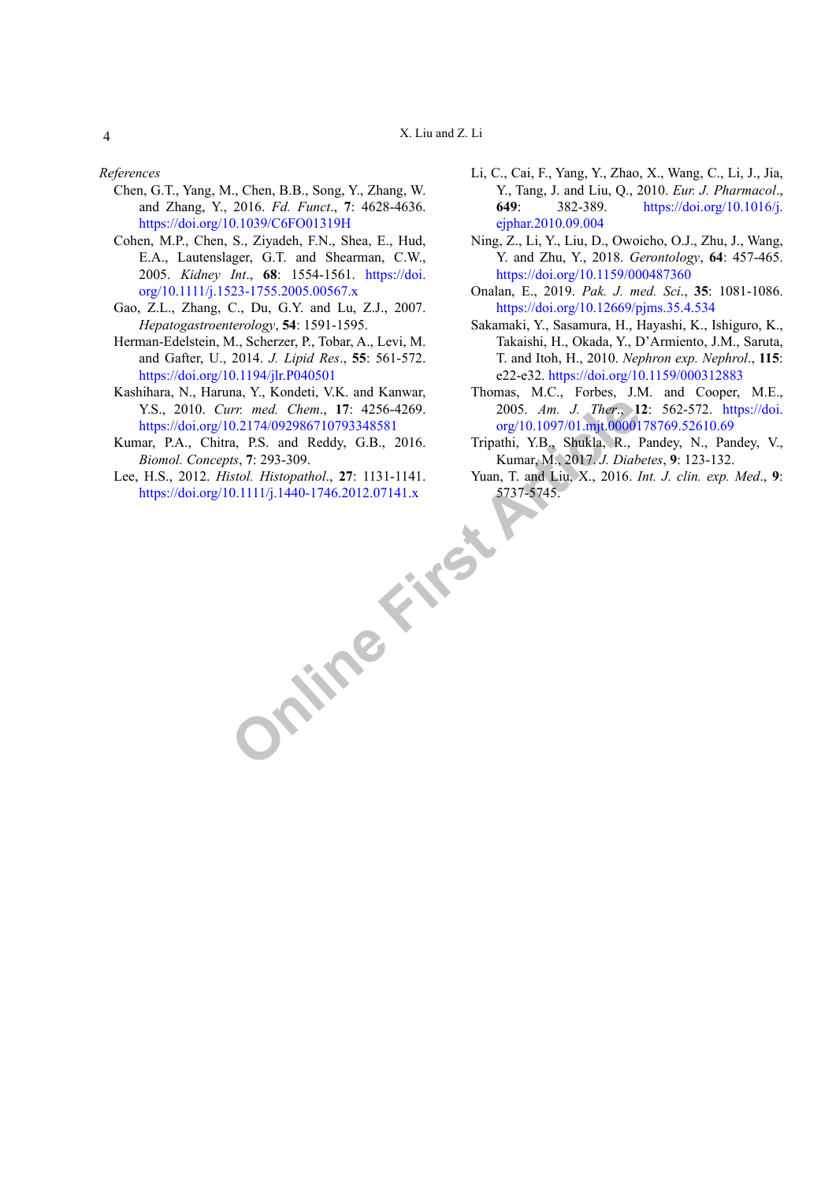*References*

Chen, G.T., Yang, M., Chen, B.B., Song, Y., Zhang, W. and Zhang, Y., 2016. *Fd. Funct*., **7**: 4628-4636. https://doi.org/10.1039/C6FO01319H

Cohen, M.P., Chen, S., Ziyadeh, F.N., Shea, E., Hud, E.A., Lautenslager, G.T. and Shearman, C.W., 2005. *Kidney Int*., **68**: 1554-1561. https://doi.org/10.1111/j.1523-1755.2005.00567.x

Gao, Z.L., Zhang, C., Du, G.Y. and Lu, Z.J., 2007. *Hepatogastroenterology*, **54**: 1591-1595.

Herman-Edelstein, M., Scherzer, P., Tobar, A., Levi, M. and Gafter, U., 2014. *J. Lipid Res*., **55**: 561-572. https://doi.org/10.1194/jlr.P040501

Kashihara, N., Haruna, Y., Kondeti, V.K. and Kanwar, Y.S., 2010. *Curr. med. Chem*., **17**: 4256-4269. https://doi.org/10.2174/092986710793348581

Kumar, P.A., Chitra, P.S. and Reddy, G.B., 2016. *Biomol. Concepts*, **7**: 293-309.

Lee, H.S., 2012. *Histol. Histopathol*., **27**: 1131-1141. https://doi.org/10.1111/j.1440-1746.2012.07141.x

Li, C., Cai, F., Yang, Y., Zhao, X., Wang, C., Li, J., Jia, Y., Tang, J. and Liu, Q., 2010. *Eur. J. Pharmacol*., **649**: 382-389. https://doi.org/10.1016/j.ejphar.2010.09.004

Ning, Z., Li, Y., Liu, D., Owoicho, O.J., Zhu, J., Wang, Y. and Zhu, Y., 2018. *Gerontology*, **64**: 457-465. https://doi.org/10.1159/000487360

Onalan, E., 2019. *Pak. J. med. Sci*., **35**: 1081-1086. https://doi.org/10.12669/pjms.35.4.534

Sakamaki, Y., Sasamura, H., Hayashi, K., Ishiguro, K., Takaishi, H., Okada, Y., D'Armiento, J.M., Saruta, T. and Itoh, H., 2010. *Nephron exp. Nephrol*., **115**: e22-e32. https://doi.org/10.1159/000312883

Thomas, M.C., Forbes, J.M. and Cooper, M.E., 2005. *Am. J. Ther*., **12**: 562-572. https://doi.org/10.1097/01.mjt.0000178769.52610.69

Tripathi, Y.B., Shukla, R., Pandey, N., Pandey, V., Kumar, M., 2017. *J. Diabetes*, **9**: 123-132.

Yuan, T. and Liu, X., 2016. *Int. J. clin. exp. Med*., **9**: 5737-5745.